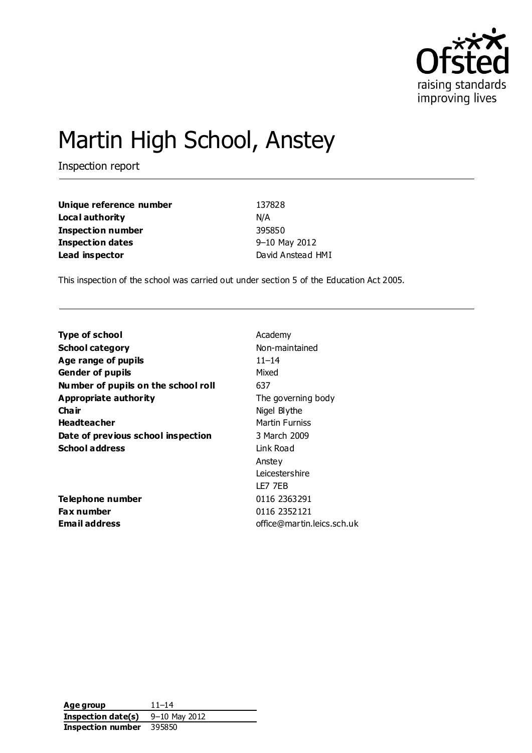Ofsted
raising standards
improving lives

# Martin High School, Anstey

Inspection report

| | |
|---|---|
| **Unique reference number** | 137828 |
| **Local authority** | N/A |
| **Inspection number** | 395850 |
| **Inspection dates** | 9–10 May 2012 |
| **Lead inspector** | David Anstead HMI |

This inspection of the school was carried out under section 5 of the Education Act 2005.

| | |
|---|---|
| **Type of school** | Academy |
| **School category** | Non-maintained |
| **Age range of pupils** | 11–14 |
| **Gender of pupils** | Mixed |
| **Number of pupils on the school roll** | 637 |
| **Appropriate authority** | The governing body |
| **Chair** | Nigel Blythe |
| **Headteacher** | Martin Furniss |
| **Date of previous school inspection** | 3 March 2009 |
| **School address** | Link Road<br>Anstey<br>Leicestershire<br>LE7 7EB |
| **Telephone number** | 0116 2363291 |
| **Fax number** | 0116 2352121 |
| **Email address** | office@martin.leics.sch.uk |

| | |
|---|---|
| **Age group** | 11–14 |
| **Inspection date(s)** | 9–10 May 2012 |
| **Inspection number** | 395850 |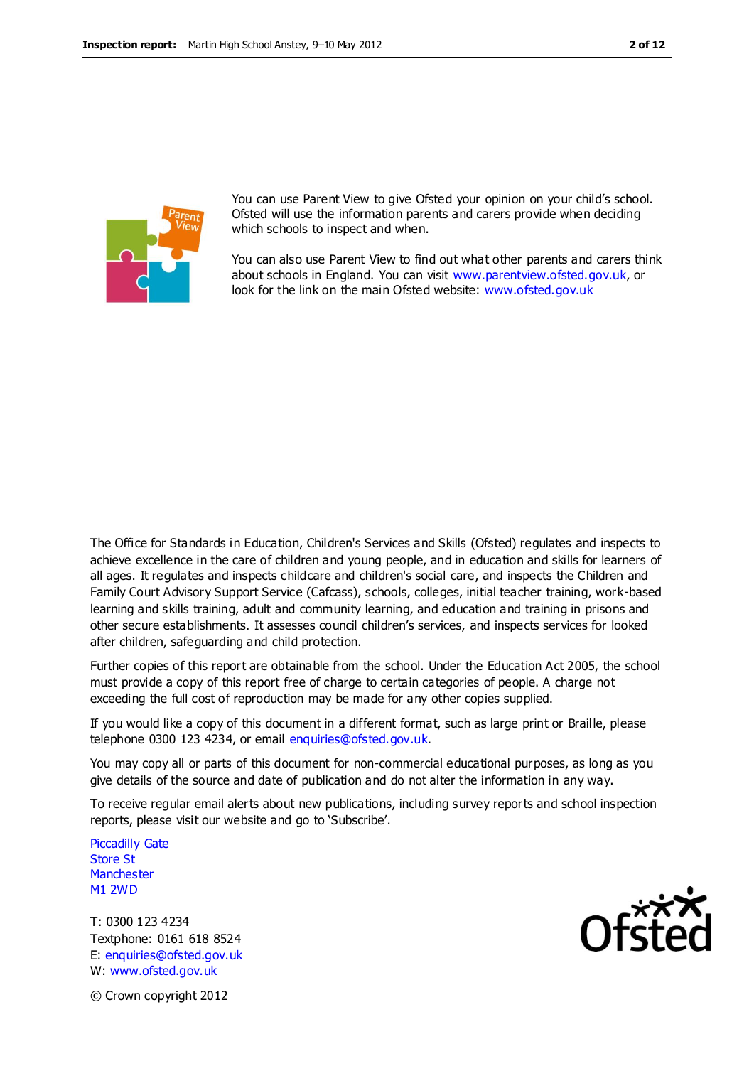You can use Parent View to give Ofsted your opinion on your child's school. Ofsted will use the information parents and carers provide when deciding which schools to inspect and when.

You can also use Parent View to find out what other parents and carers think about schools in England. You can visit www.parentview.ofsted.gov.uk, or look for the link on the main Ofsted website: www.ofsted.gov.uk

The Office for Standards in Education, Children's Services and Skills (Ofsted) regulates and inspects to achieve excellence in the care of children and young people, and in education and skills for learners of all ages. It regulates and inspects childcare and children's social care, and inspects the Children and Family Court Advisory Support Service (Cafcass), schools, colleges, initial teacher training, work-based learning and skills training, adult and community learning, and education and training in prisons and other secure establishments. It assesses council children's services, and inspects services for looked after children, safeguarding and child protection.

Further copies of this report are obtainable from the school. Under the Education Act 2005, the school must provide a copy of this report free of charge to certain categories of people. A charge not exceeding the full cost of reproduction may be made for any other copies supplied.

If you would like a copy of this document in a different format, such as large print or Braille, please telephone 0300 123 4234, or email enquiries@ofsted.gov.uk.

You may copy all or parts of this document for non-commercial educational purposes, as long as you give details of the source and date of publication and do not alter the information in any way.

To receive regular email alerts about new publications, including survey reports and school inspection reports, please visit our website and go to 'Subscribe'.

Piccadilly Gate
Store St
Manchester
M1 2WD

T: 0300 123 4234
Textphone: 0161 618 8524
E: enquiries@ofsted.gov.uk
W: www.ofsted.gov.uk

© Crown copyright 2012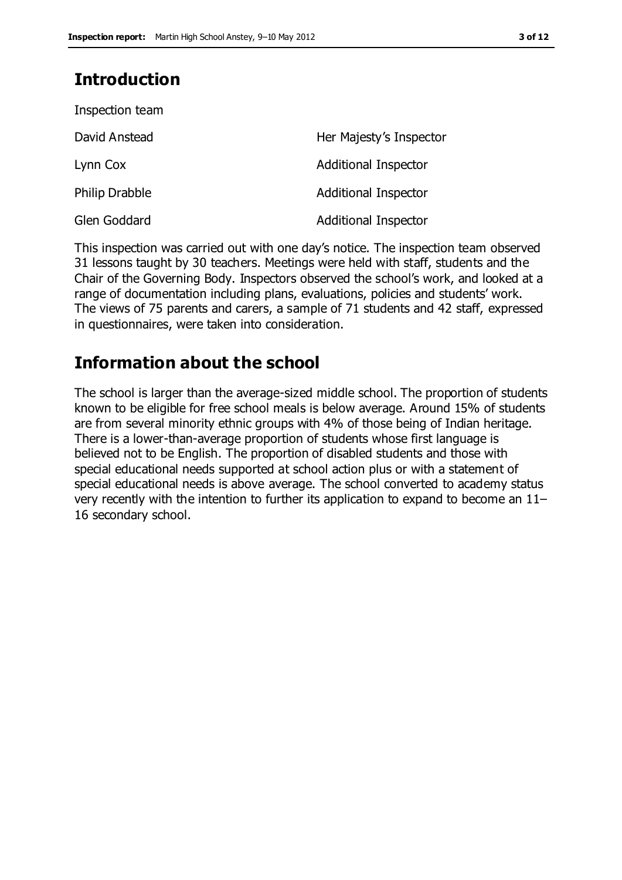## Introduction

Inspection team

| | |
|---|---|
| David Anstead | Her Majesty's Inspector |
| Lynn Cox | Additional Inspector |
| Philip Drabble | Additional Inspector |
| Glen Goddard | Additional Inspector |

This inspection was carried out with one day's notice. The inspection team observed 31 lessons taught by 30 teachers. Meetings were held with staff, students and the Chair of the Governing Body. Inspectors observed the school's work, and looked at a range of documentation including plans, evaluations, policies and students' work. The views of 75 parents and carers, a sample of 71 students and 42 staff, expressed in questionnaires, were taken into consideration.

## Information about the school

The school is larger than the average-sized middle school. The proportion of students known to be eligible for free school meals is below average. Around 15% of students are from several minority ethnic groups with 4% of those being of Indian heritage. There is a lower-than-average proportion of students whose first language is believed not to be English. The proportion of disabled students and those with special educational needs supported at school action plus or with a statement of special educational needs is above average. The school converted to academy status very recently with the intention to further its application to expand to become an 11–16 secondary school.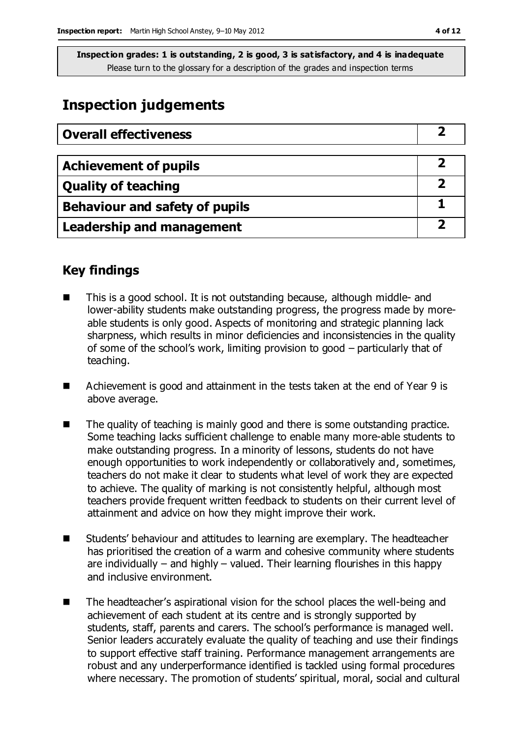**Inspection grades: 1 is outstanding, 2 is good, 3 is satisfactory, and 4 is inadequate**
Please turn to the glossary for a description of the grades and inspection terms

# Inspection judgements

| Overall effectiveness | 2 |
|---|---|

| Achievement of pupils | 2 |
|---|---|
| Quality of teaching | 2 |
| Behaviour and safety of pupils | 1 |
| Leadership and management | 2 |

## Key findings

- This is a good school. It is not outstanding because, although middle- and lower-ability students make outstanding progress, the progress made by more-able students is only good. Aspects of monitoring and strategic planning lack sharpness, which results in minor deficiencies and inconsistencies in the quality of some of the school's work, limiting provision to good – particularly that of teaching.
- Achievement is good and attainment in the tests taken at the end of Year 9 is above average.
- The quality of teaching is mainly good and there is some outstanding practice. Some teaching lacks sufficient challenge to enable many more-able students to make outstanding progress. In a minority of lessons, students do not have enough opportunities to work independently or collaboratively and, sometimes, teachers do not make it clear to students what level of work they are expected to achieve. The quality of marking is not consistently helpful, although most teachers provide frequent written feedback to students on their current level of attainment and advice on how they might improve their work.
- Students' behaviour and attitudes to learning are exemplary. The headteacher has prioritised the creation of a warm and cohesive community where students are individually – and highly – valued. Their learning flourishes in this happy and inclusive environment.
- The headteacher's aspirational vision for the school places the well-being and achievement of each student at its centre and is strongly supported by students, staff, parents and carers. The school's performance is managed well. Senior leaders accurately evaluate the quality of teaching and use their findings to support effective staff training. Performance management arrangements are robust and any underperformance identified is tackled using formal procedures where necessary. The promotion of students' spiritual, moral, social and cultural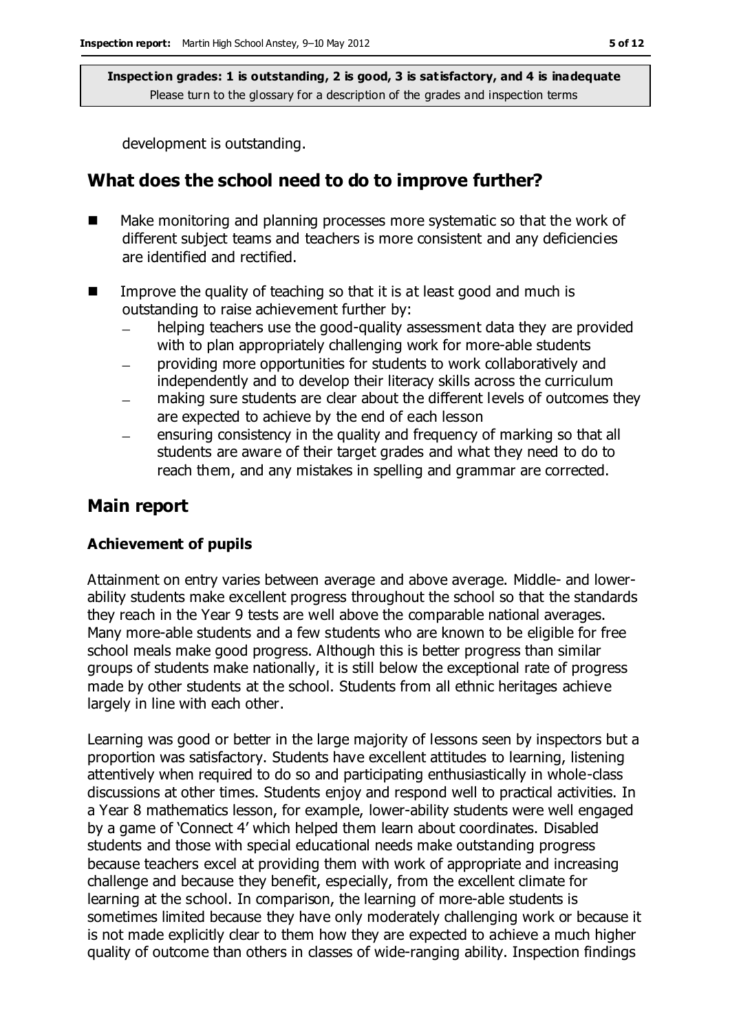development is outstanding.

## What does the school need to do to improve further?

- Make monitoring and planning processes more systematic so that the work of different subject teams and teachers is more consistent and any deficiencies are identified and rectified.
- Improve the quality of teaching so that it is at least good and much is outstanding to raise achievement further by:
  - helping teachers use the good-quality assessment data they are provided with to plan appropriately challenging work for more-able students
  - providing more opportunities for students to work collaboratively and independently and to develop their literacy skills across the curriculum
  - making sure students are clear about the different levels of outcomes they are expected to achieve by the end of each lesson
  - ensuring consistency in the quality and frequency of marking so that all students are aware of their target grades and what they need to do to reach them, and any mistakes in spelling and grammar are corrected.

## Main report

### Achievement of pupils

Attainment on entry varies between average and above average. Middle- and lower-ability students make excellent progress throughout the school so that the standards they reach in the Year 9 tests are well above the comparable national averages. Many more-able students and a few students who are known to be eligible for free school meals make good progress. Although this is better progress than similar groups of students make nationally, it is still below the exceptional rate of progress made by other students at the school. Students from all ethnic heritages achieve largely in line with each other.

Learning was good or better in the large majority of lessons seen by inspectors but a proportion was satisfactory. Students have excellent attitudes to learning, listening attentively when required to do so and participating enthusiastically in whole-class discussions at other times. Students enjoy and respond well to practical activities. In a Year 8 mathematics lesson, for example, lower-ability students were well engaged by a game of 'Connect 4' which helped them learn about coordinates. Disabled students and those with special educational needs make outstanding progress because teachers excel at providing them with work of appropriate and increasing challenge and because they benefit, especially, from the excellent climate for learning at the school. In comparison, the learning of more-able students is sometimes limited because they have only moderately challenging work or because it is not made explicitly clear to them how they are expected to achieve a much higher quality of outcome than others in classes of wide-ranging ability. Inspection findings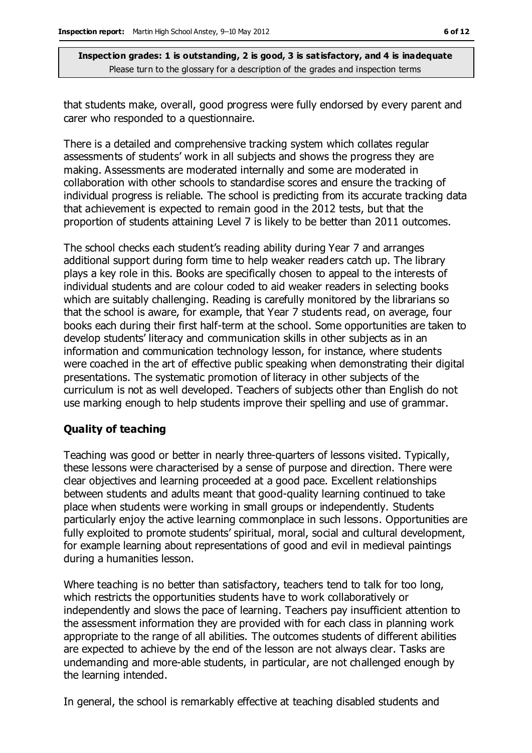that students make, overall, good progress were fully endorsed by every parent and carer who responded to a questionnaire.

There is a detailed and comprehensive tracking system which collates regular assessments of students' work in all subjects and shows the progress they are making. Assessments are moderated internally and some are moderated in collaboration with other schools to standardise scores and ensure the tracking of individual progress is reliable. The school is predicting from its accurate tracking data that achievement is expected to remain good in the 2012 tests, but that the proportion of students attaining Level 7 is likely to be better than 2011 outcomes.

The school checks each student's reading ability during Year 7 and arranges additional support during form time to help weaker readers catch up. The library plays a key role in this. Books are specifically chosen to appeal to the interests of individual students and are colour coded to aid weaker readers in selecting books which are suitably challenging. Reading is carefully monitored by the librarians so that the school is aware, for example, that Year 7 students read, on average, four books each during their first half-term at the school. Some opportunities are taken to develop students' literacy and communication skills in other subjects as in an information and communication technology lesson, for instance, where students were coached in the art of effective public speaking when demonstrating their digital presentations. The systematic promotion of literacy in other subjects of the curriculum is not as well developed. Teachers of subjects other than English do not use marking enough to help students improve their spelling and use of grammar.

### Quality of teaching

Teaching was good or better in nearly three-quarters of lessons visited. Typically, these lessons were characterised by a sense of purpose and direction. There were clear objectives and learning proceeded at a good pace. Excellent relationships between students and adults meant that good-quality learning continued to take place when students were working in small groups or independently. Students particularly enjoy the active learning commonplace in such lessons. Opportunities are fully exploited to promote students' spiritual, moral, social and cultural development, for example learning about representations of good and evil in medieval paintings during a humanities lesson.

Where teaching is no better than satisfactory, teachers tend to talk for too long, which restricts the opportunities students have to work collaboratively or independently and slows the pace of learning. Teachers pay insufficient attention to the assessment information they are provided with for each class in planning work appropriate to the range of all abilities. The outcomes students of different abilities are expected to achieve by the end of the lesson are not always clear. Tasks are undemanding and more-able students, in particular, are not challenged enough by the learning intended.

In general, the school is remarkably effective at teaching disabled students and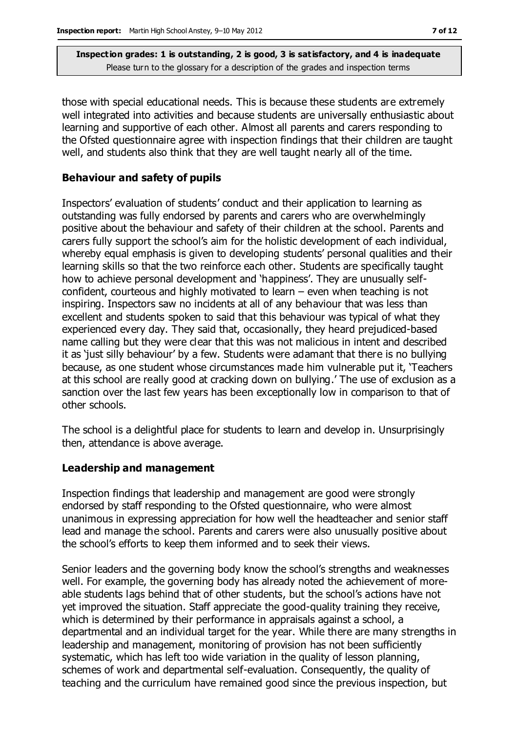those with special educational needs. This is because these students are extremely well integrated into activities and because students are universally enthusiastic about learning and supportive of each other. Almost all parents and carers responding to the Ofsted questionnaire agree with inspection findings that their children are taught well, and students also think that they are well taught nearly all of the time.

### Behaviour and safety of pupils

Inspectors' evaluation of students' conduct and their application to learning as outstanding was fully endorsed by parents and carers who are overwhelmingly positive about the behaviour and safety of their children at the school. Parents and carers fully support the school's aim for the holistic development of each individual, whereby equal emphasis is given to developing students' personal qualities and their learning skills so that the two reinforce each other. Students are specifically taught how to achieve personal development and 'happiness'. They are unusually self-confident, courteous and highly motivated to learn – even when teaching is not inspiring. Inspectors saw no incidents at all of any behaviour that was less than excellent and students spoken to said that this behaviour was typical of what they experienced every day. They said that, occasionally, they heard prejudiced-based name calling but they were clear that this was not malicious in intent and described it as 'just silly behaviour' by a few. Students were adamant that there is no bullying because, as one student whose circumstances made him vulnerable put it, 'Teachers at this school are really good at cracking down on bullying.' The use of exclusion as a sanction over the last few years has been exceptionally low in comparison to that of other schools.

The school is a delightful place for students to learn and develop in. Unsurprisingly then, attendance is above average.

### Leadership and management

Inspection findings that leadership and management are good were strongly endorsed by staff responding to the Ofsted questionnaire, who were almost unanimous in expressing appreciation for how well the headteacher and senior staff lead and manage the school. Parents and carers were also unusually positive about the school's efforts to keep them informed and to seek their views.

Senior leaders and the governing body know the school's strengths and weaknesses well. For example, the governing body has already noted the achievement of more-able students lags behind that of other students, but the school's actions have not yet improved the situation. Staff appreciate the good-quality training they receive, which is determined by their performance in appraisals against a school, a departmental and an individual target for the year. While there are many strengths in leadership and management, monitoring of provision has not been sufficiently systematic, which has left too wide variation in the quality of lesson planning, schemes of work and departmental self-evaluation. Consequently, the quality of teaching and the curriculum have remained good since the previous inspection, but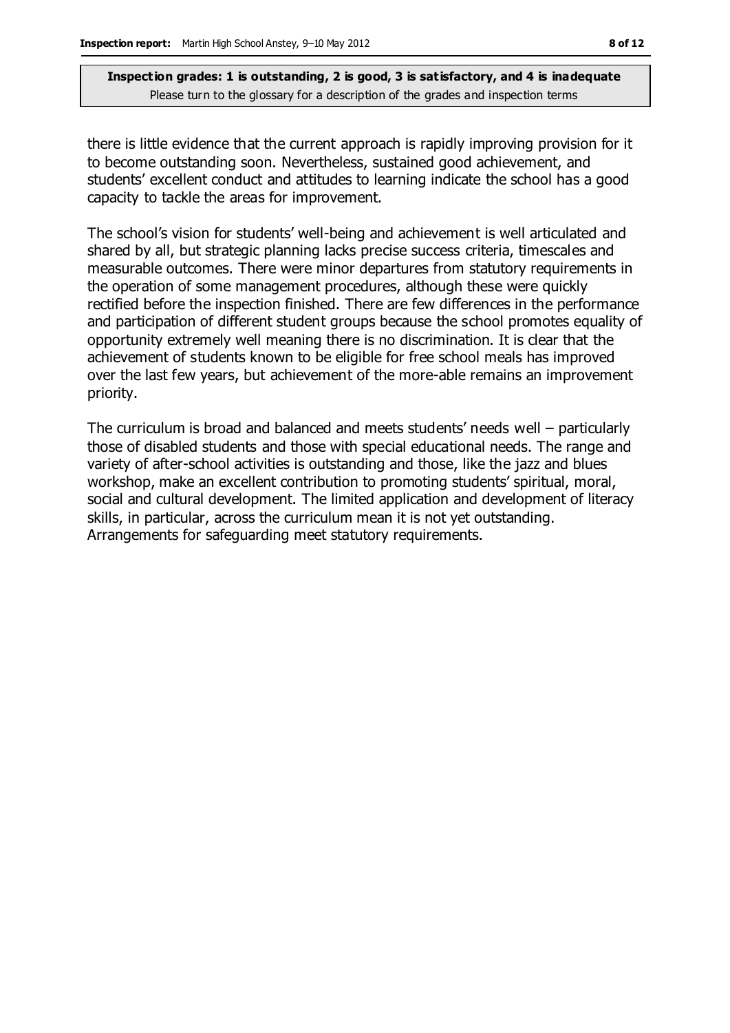there is little evidence that the current approach is rapidly improving provision for it to become outstanding soon. Nevertheless, sustained good achievement, and students' excellent conduct and attitudes to learning indicate the school has a good capacity to tackle the areas for improvement.

The school's vision for students' well-being and achievement is well articulated and shared by all, but strategic planning lacks precise success criteria, timescales and measurable outcomes. There were minor departures from statutory requirements in the operation of some management procedures, although these were quickly rectified before the inspection finished. There are few differences in the performance and participation of different student groups because the school promotes equality of opportunity extremely well meaning there is no discrimination. It is clear that the achievement of students known to be eligible for free school meals has improved over the last few years, but achievement of the more-able remains an improvement priority.

The curriculum is broad and balanced and meets students' needs well – particularly those of disabled students and those with special educational needs. The range and variety of after-school activities is outstanding and those, like the jazz and blues workshop, make an excellent contribution to promoting students' spiritual, moral, social and cultural development. The limited application and development of literacy skills, in particular, across the curriculum mean it is not yet outstanding. Arrangements for safeguarding meet statutory requirements.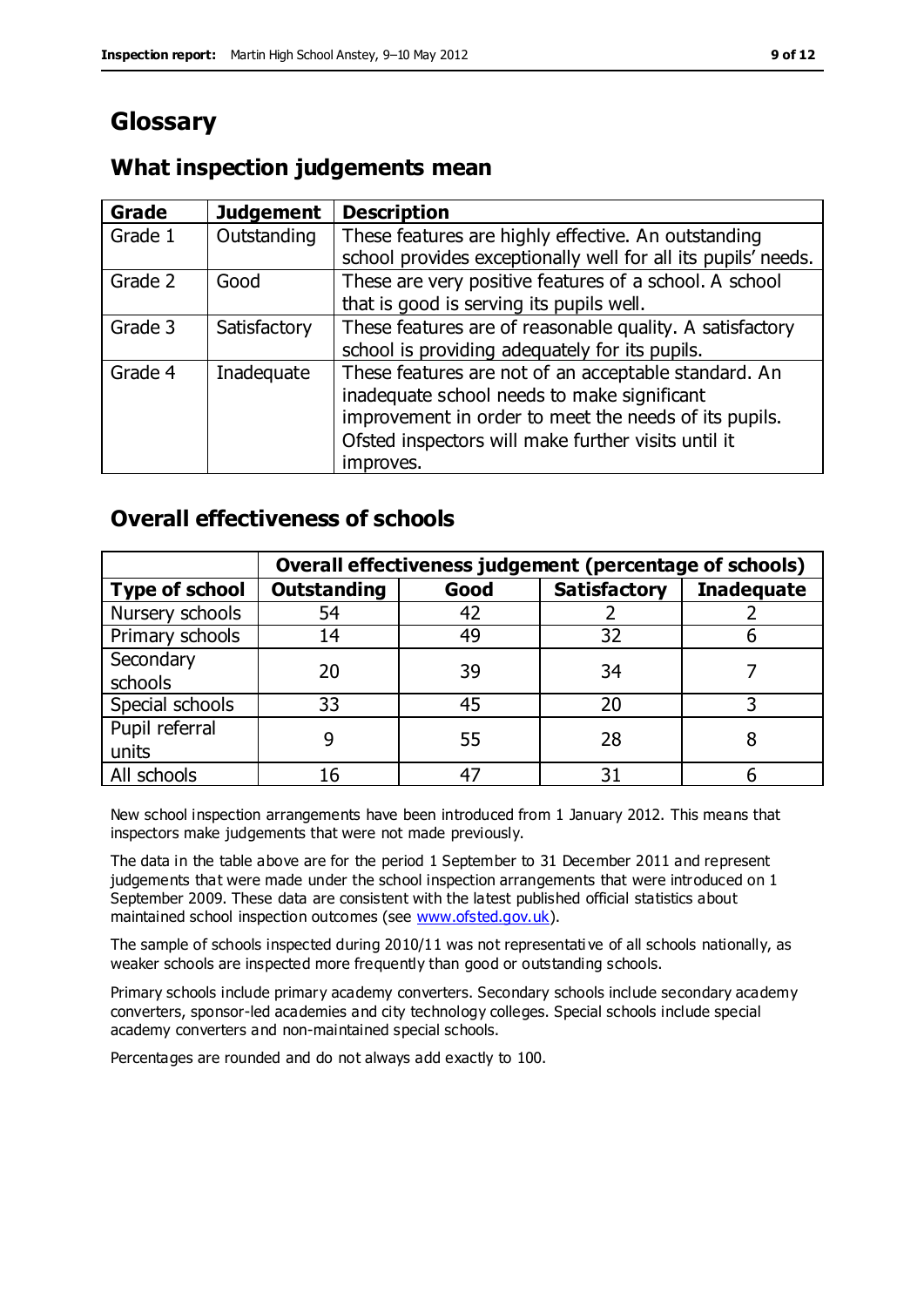# Glossary

## What inspection judgements mean

| Grade | Judgement | Description |
|---|---|---|
| Grade 1 | Outstanding | These features are highly effective. An outstanding school provides exceptionally well for all its pupils' needs. |
| Grade 2 | Good | These are very positive features of a school. A school that is good is serving its pupils well. |
| Grade 3 | Satisfactory | These features are of reasonable quality. A satisfactory school is providing adequately for its pupils. |
| Grade 4 | Inadequate | These features are not of an acceptable standard. An inadequate school needs to make significant improvement in order to meet the needs of its pupils. Ofsted inspectors will make further visits until it improves. |

## Overall effectiveness of schools

| | Overall effectiveness judgement (percentage of schools) | | | |
|---|---|---|---|---|
| **Type of school** | **Outstanding** | **Good** | **Satisfactory** | **Inadequate** |
| Nursery schools | 54 | 42 | 2 | 2 |
| Primary schools | 14 | 49 | 32 | 6 |
| Secondary schools | 20 | 39 | 34 | 7 |
| Special schools | 33 | 45 | 20 | 3 |
| Pupil referral units | 9 | 55 | 28 | 8 |
| All schools | 16 | 47 | 31 | 6 |

New school inspection arrangements have been introduced from 1 January 2012. This means that inspectors make judgements that were not made previously.

The data in the table above are for the period 1 September to 31 December 2011 and represent judgements that were made under the school inspection arrangements that were introduced on 1 September 2009. These data are consistent with the latest published official statistics about maintained school inspection outcomes (see www.ofsted.gov.uk).

The sample of schools inspected during 2010/11 was not representative of all schools nationally, as weaker schools are inspected more frequently than good or outstanding schools.

Primary schools include primary academy converters. Secondary schools include secondary academy converters, sponsor-led academies and city technology colleges. Special schools include special academy converters and non-maintained special schools.

Percentages are rounded and do not always add exactly to 100.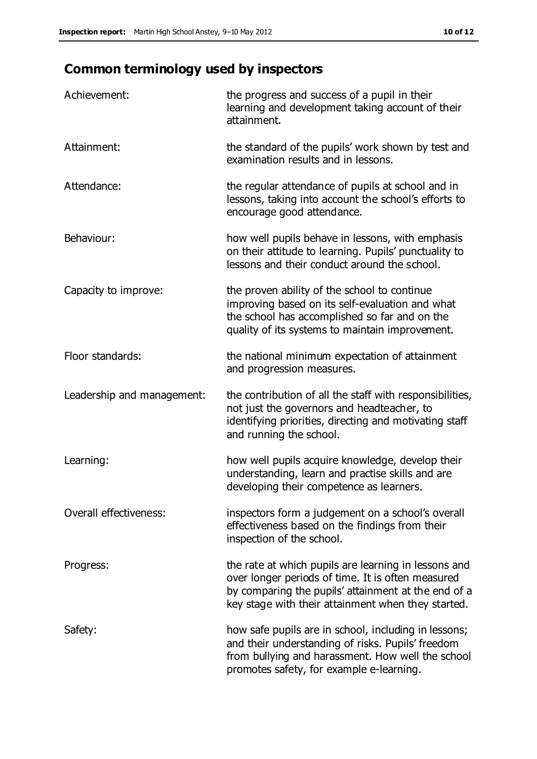## Common terminology used by inspectors

| | |
|---|---|
| Achievement: | the progress and success of a pupil in their learning and development taking account of their attainment. |
| Attainment: | the standard of the pupils' work shown by test and examination results and in lessons. |
| Attendance: | the regular attendance of pupils at school and in lessons, taking into account the school's efforts to encourage good attendance. |
| Behaviour: | how well pupils behave in lessons, with emphasis on their attitude to learning. Pupils' punctuality to lessons and their conduct around the school. |
| Capacity to improve: | the proven ability of the school to continue improving based on its self-evaluation and what the school has accomplished so far and on the quality of its systems to maintain improvement. |
| Floor standards: | the national minimum expectation of attainment and progression measures. |
| Leadership and management: | the contribution of all the staff with responsibilities, not just the governors and headteacher, to identifying priorities, directing and motivating staff and running the school. |
| Learning: | how well pupils acquire knowledge, develop their understanding, learn and practise skills and are developing their competence as learners. |
| Overall effectiveness: | inspectors form a judgement on a school's overall effectiveness based on the findings from their inspection of the school. |
| Progress: | the rate at which pupils are learning in lessons and over longer periods of time. It is often measured by comparing the pupils' attainment at the end of a key stage with their attainment when they started. |
| Safety: | how safe pupils are in school, including in lessons; and their understanding of risks. Pupils' freedom from bullying and harassment. How well the school promotes safety, for example e-learning. |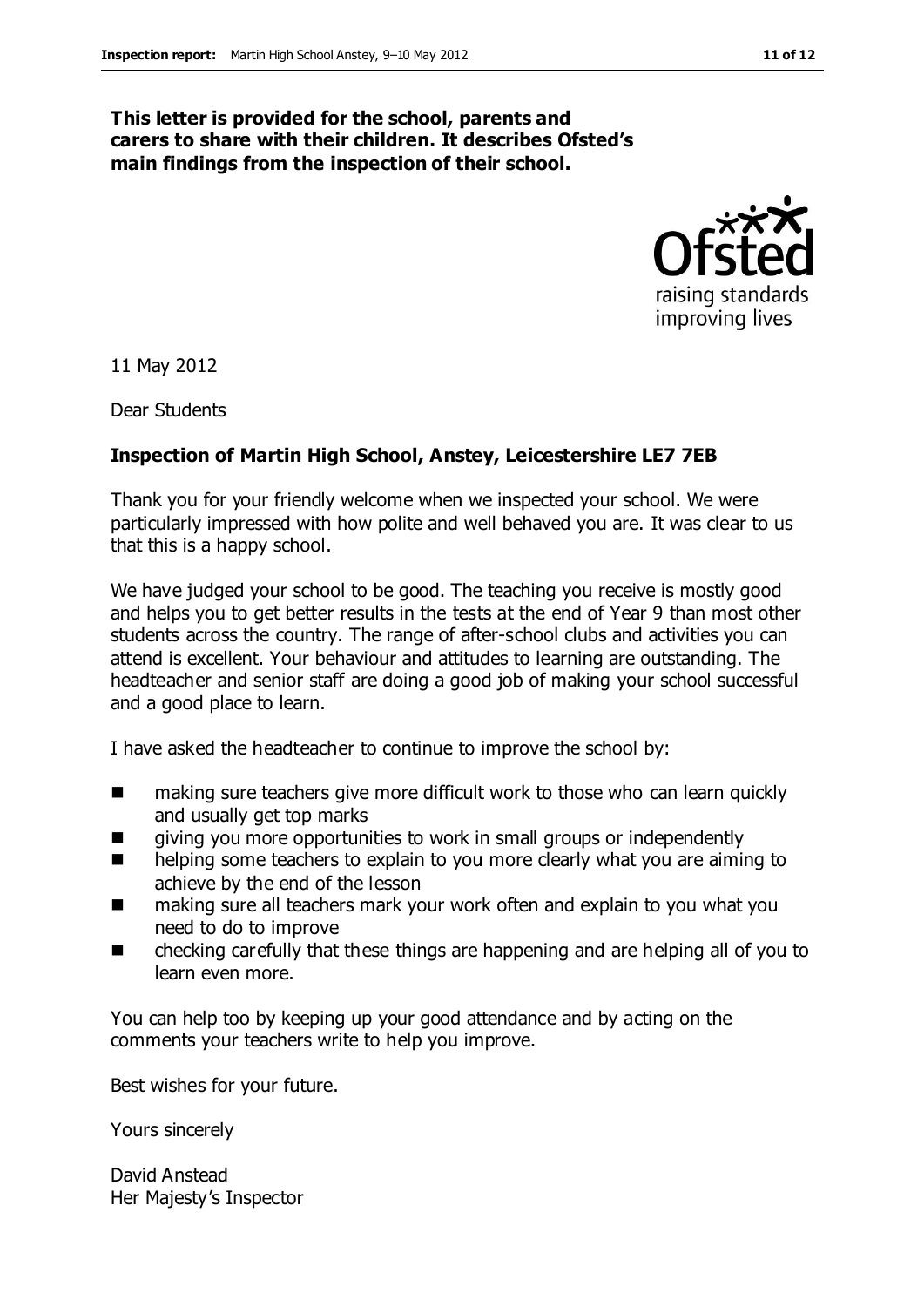**This letter is provided for the school, parents and carers to share with their children. It describes Ofsted's main findings from the inspection of their school.**

11 May 2012

Dear Students

**Inspection of Martin High School, Anstey, Leicestershire LE7 7EB**

Thank you for your friendly welcome when we inspected your school. We were particularly impressed with how polite and well behaved you are. It was clear to us that this is a happy school.

We have judged your school to be good. The teaching you receive is mostly good and helps you to get better results in the tests at the end of Year 9 than most other students across the country. The range of after-school clubs and activities you can attend is excellent. Your behaviour and attitudes to learning are outstanding. The headteacher and senior staff are doing a good job of making your school successful and a good place to learn.

I have asked the headteacher to continue to improve the school by:

- making sure teachers give more difficult work to those who can learn quickly and usually get top marks
- giving you more opportunities to work in small groups or independently
- helping some teachers to explain to you more clearly what you are aiming to achieve by the end of the lesson
- making sure all teachers mark your work often and explain to you what you need to do to improve
- checking carefully that these things are happening and are helping all of you to learn even more.

You can help too by keeping up your good attendance and by acting on the comments your teachers write to help you improve.

Best wishes for your future.

Yours sincerely

David Anstead
Her Majesty's Inspector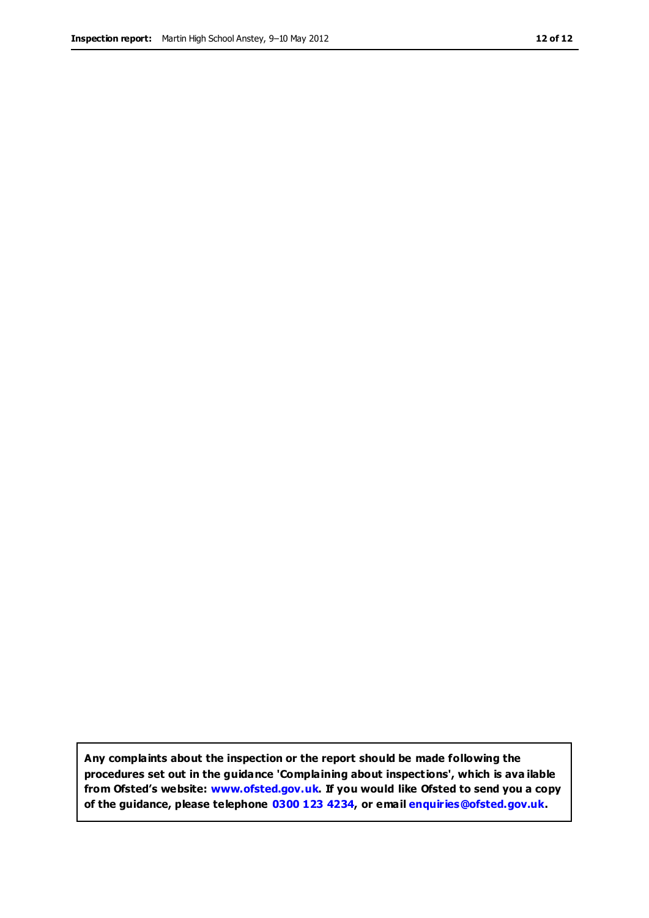**Any complaints about the inspection or the report should be made following the procedures set out in the guidance 'Complaining about inspections', which is available from Ofsted's website: www.ofsted.gov.uk. If you would like Ofsted to send you a copy of the guidance, please telephone 0300 123 4234, or email enquiries@ofsted.gov.uk.**